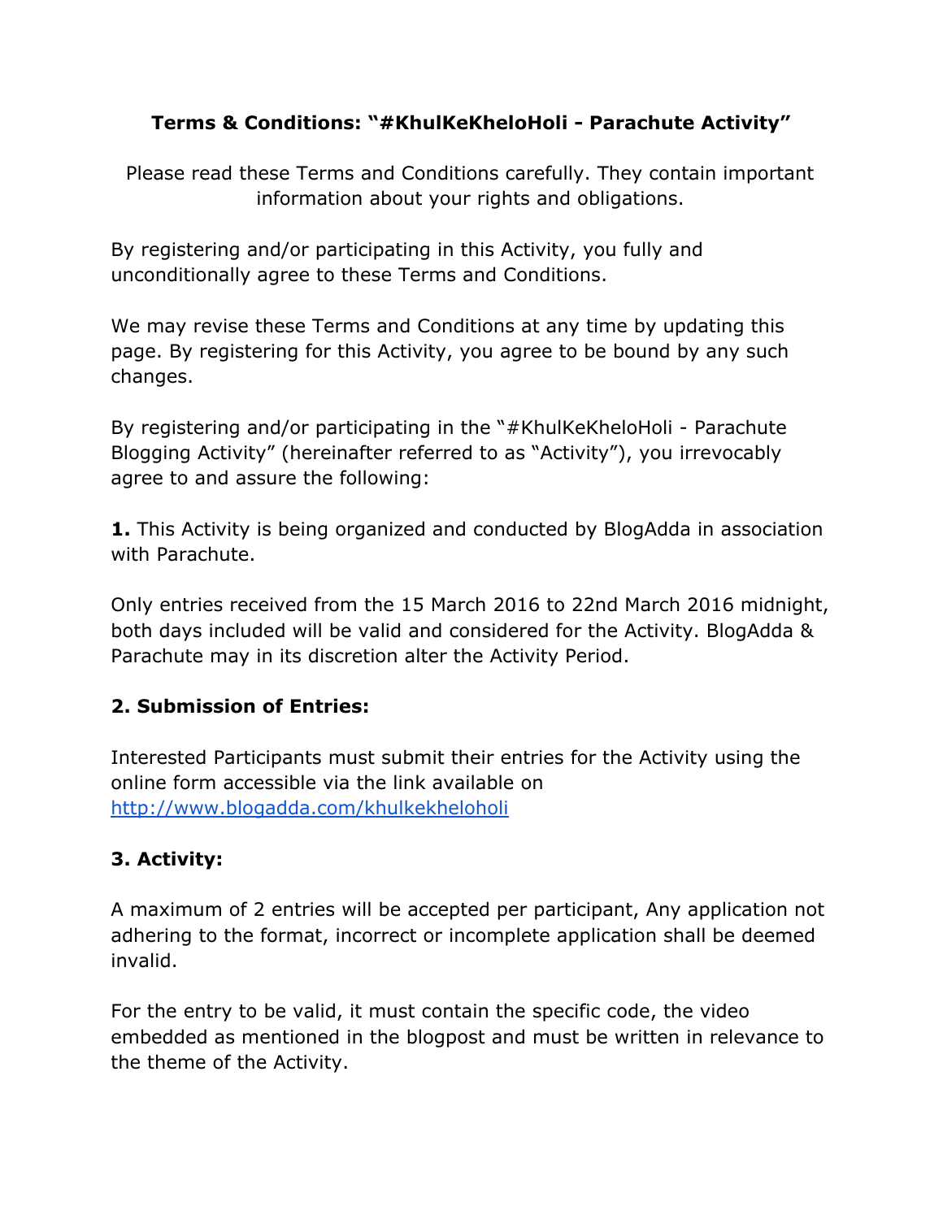**Terms & Conditions: "#KhulKeKheloHoli - Parachute Activity"**

Please read these Terms and Conditions carefully. They contain important information about your rights and obligations.

By registering and/or participating in this Activity, you fully and unconditionally agree to these Terms and Conditions.

We may revise these Terms and Conditions at any time by updating this page. By registering for this Activity, you agree to be bound by any such changes.

By registering and/or participating in the "#KhulKeKheloHoli - Parachute Blogging Activity" (hereinafter referred to as "Activity"), you irrevocably agree to and assure the following:

**1.** This Activity is being organized and conducted by BlogAdda in association with Parachute.

Only entries received from the 15 March 2016 to 22nd March 2016 midnight, both days included will be valid and considered for the Activity. BlogAdda & Parachute may in its discretion alter the Activity Period.

**2. Submission of Entries:**

Interested Participants must submit their entries for the Activity using the online form accessible via the link available on [http://www.blogadda.com/khulkekheloholi](http://www.blogadda.com/khulkekheloholi)

**3. Activity:**

A maximum of 2 entries will be accepted per participant, Any application not adhering to the format, incorrect or incomplete application shall be deemed invalid.

For the entry to be valid, it must contain the specific code, the video embedded as mentioned in the blogpost and must be written in relevance to the theme of the Activity.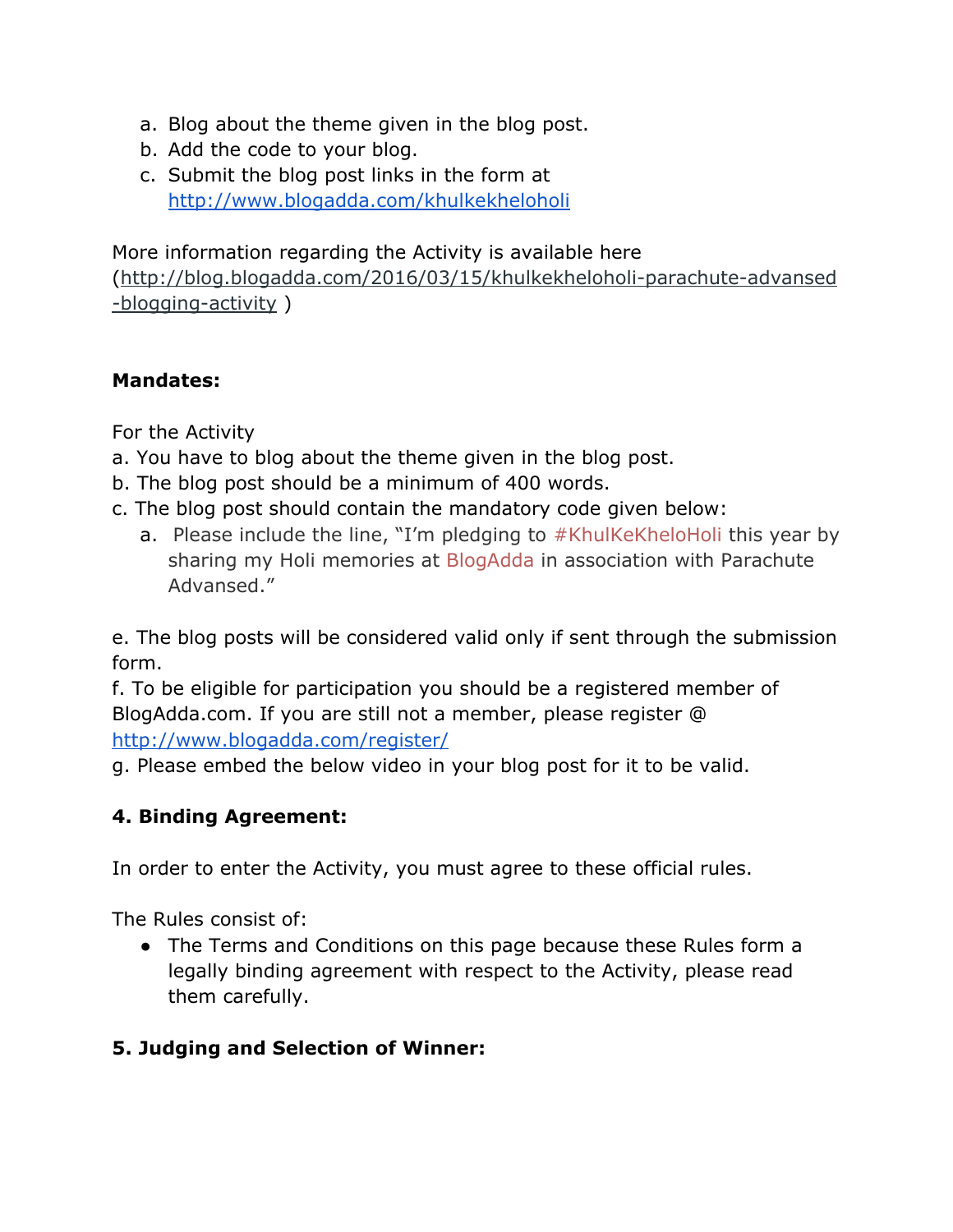a. Blog about the theme given in the blog post.
b. Add the code to your blog.
c. Submit the blog post links in the form at http://www.blogadda.com/khulkekheloholi

More information regarding the Activity is available here (http://blog.blogadda.com/2016/03/15/khulkekheloholi-parachute-advansed-blogging-activity )

**Mandates:**

For the Activity
a. You have to blog about the theme given in the blog post.
b. The blog post should be a minimum of 400 words.
c. The blog post should contain the mandatory code given below:
   a. Please include the line, "I'm pledging to #KhulKeKheloHoli this year by sharing my Holi memories at BlogAdda in association with Parachute Advansed."

e. The blog posts will be considered valid only if sent through the submission form.
f. To be eligible for participation you should be a registered member of BlogAdda.com. If you are still not a member, please register @ http://www.blogadda.com/register/
g. Please embed the below video in your blog post for it to be valid.

**4. Binding Agreement:**

In order to enter the Activity, you must agree to these official rules.

The Rules consist of:

- The Terms and Conditions on this page because these Rules form a legally binding agreement with respect to the Activity, please read them carefully.

**5. Judging and Selection of Winner:**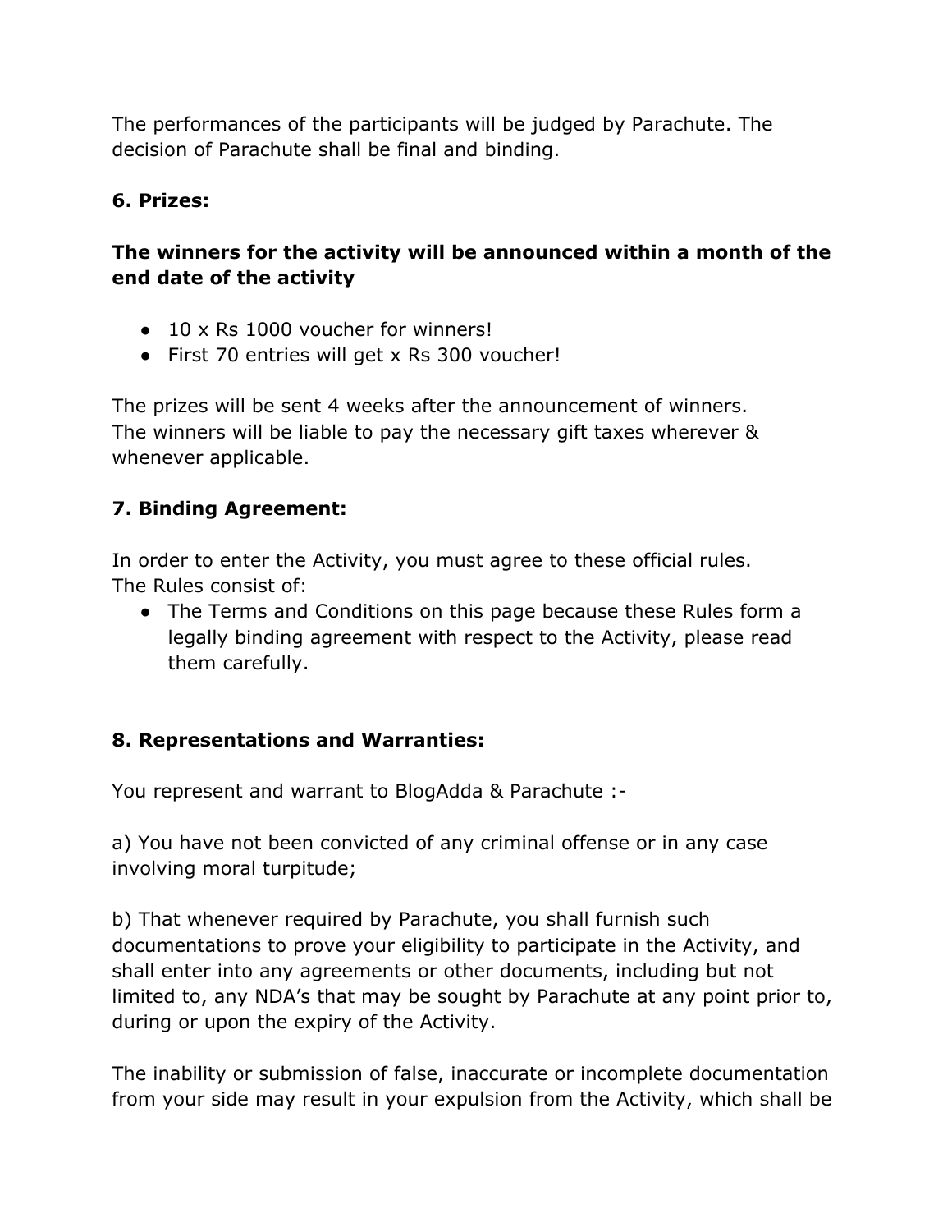The performances of the participants will be judged by Parachute. The decision of Parachute shall be final and binding.

### 6. Prizes:

**The winners for the activity will be announced within a month of the end date of the activity**

- 10 x Rs 1000 voucher for winners!
- First 70 entries will get x Rs 300 voucher!

The prizes will be sent 4 weeks after the announcement of winners.
The winners will be liable to pay the necessary gift taxes wherever & whenever applicable.

### 7. Binding Agreement:

In order to enter the Activity, you must agree to these official rules.
The Rules consist of:

- The Terms and Conditions on this page because these Rules form a legally binding agreement with respect to the Activity, please read them carefully.

### 8. Representations and Warranties:

You represent and warrant to BlogAdda & Parachute :-

a) You have not been convicted of any criminal offense or in any case involving moral turpitude;

b) That whenever required by Parachute, you shall furnish such documentations to prove your eligibility to participate in the Activity, and shall enter into any agreements or other documents, including but not limited to, any NDA's that may be sought by Parachute at any point prior to, during or upon the expiry of the Activity.

The inability or submission of false, inaccurate or incomplete documentation from your side may result in your expulsion from the Activity, which shall be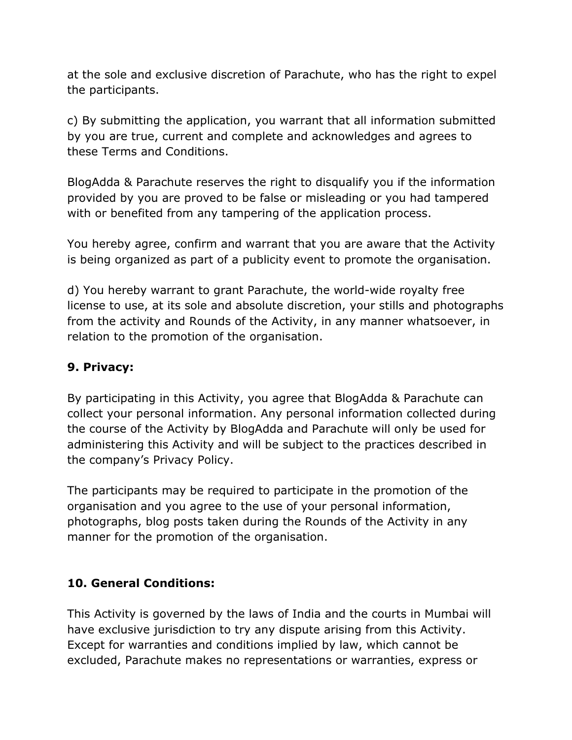at the sole and exclusive discretion of Parachute, who has the right to expel the participants.

c) By submitting the application, you warrant that all information submitted by you are true, current and complete and acknowledges and agrees to these Terms and Conditions.

BlogAdda & Parachute reserves the right to disqualify you if the information provided by you are proved to be false or misleading or you had tampered with or benefited from any tampering of the application process.

You hereby agree, confirm and warrant that you are aware that the Activity is being organized as part of a publicity event to promote the organisation.

d) You hereby warrant to grant Parachute, the world-wide royalty free license to use, at its sole and absolute discretion, your stills and photographs from the activity and Rounds of the Activity, in any manner whatsoever, in relation to the promotion of the organisation.

**9. Privacy:**

By participating in this Activity, you agree that BlogAdda & Parachute can collect your personal information. Any personal information collected during the course of the Activity by BlogAdda and Parachute will only be used for administering this Activity and will be subject to the practices described in the company's Privacy Policy.

The participants may be required to participate in the promotion of the organisation and you agree to the use of your personal information, photographs, blog posts taken during the Rounds of the Activity in any manner for the promotion of the organisation.

**10. General Conditions:**

This Activity is governed by the laws of India and the courts in Mumbai will have exclusive jurisdiction to try any dispute arising from this Activity. Except for warranties and conditions implied by law, which cannot be excluded, Parachute makes no representations or warranties, express or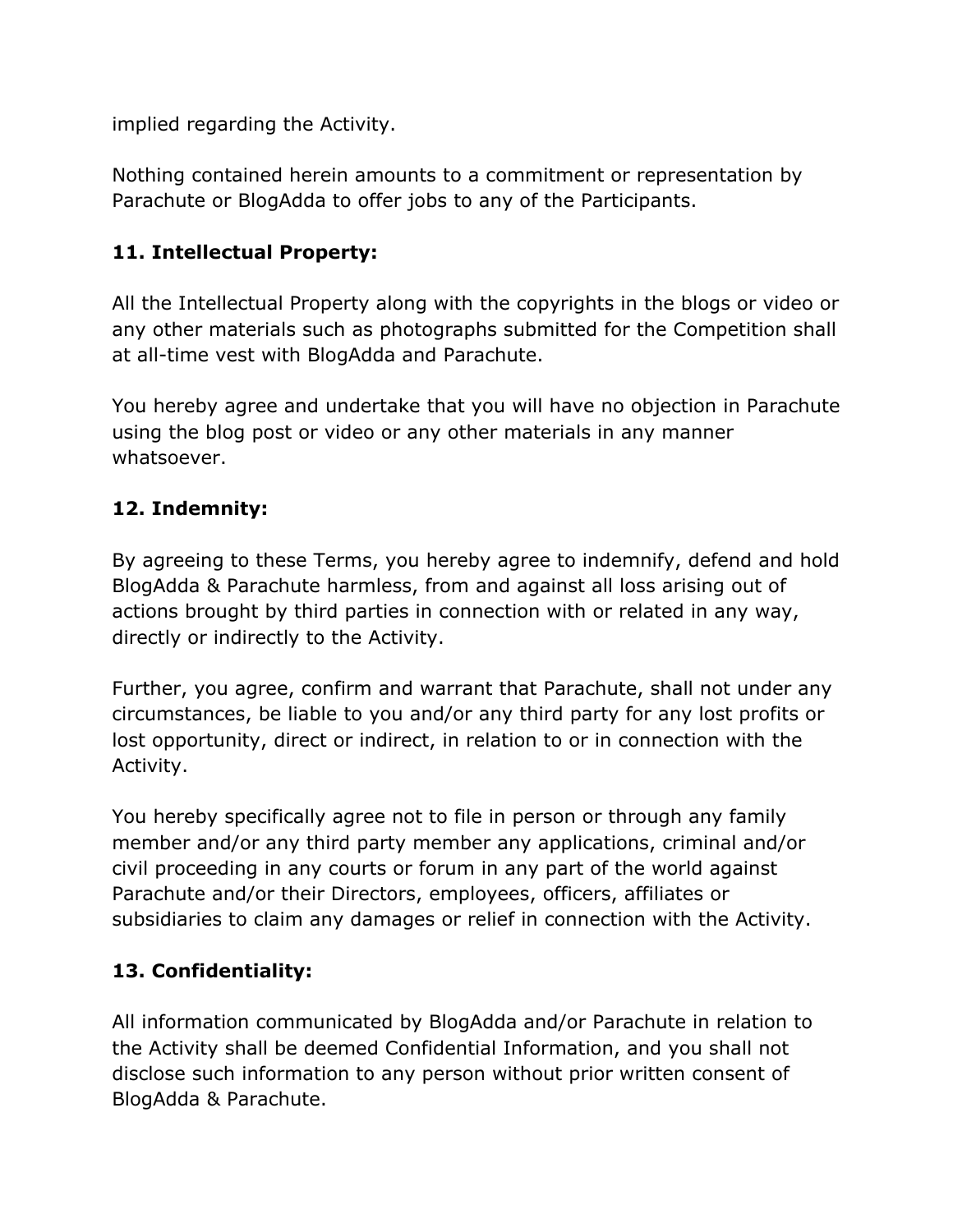implied regarding the Activity.

Nothing contained herein amounts to a commitment or representation by Parachute or BlogAdda to offer jobs to any of the Participants.

**11. Intellectual Property:**

All the Intellectual Property along with the copyrights in the blogs or video or any other materials such as photographs submitted for the Competition shall at all-time vest with BlogAdda and Parachute.

You hereby agree and undertake that you will have no objection in Parachute using the blog post or video or any other materials in any manner whatsoever.

**12. Indemnity:**

By agreeing to these Terms, you hereby agree to indemnify, defend and hold BlogAdda & Parachute harmless, from and against all loss arising out of actions brought by third parties in connection with or related in any way, directly or indirectly to the Activity.

Further, you agree, confirm and warrant that Parachute, shall not under any circumstances, be liable to you and/or any third party for any lost profits or lost opportunity, direct or indirect, in relation to or in connection with the Activity.

You hereby specifically agree not to file in person or through any family member and/or any third party member any applications, criminal and/or civil proceeding in any courts or forum in any part of the world against Parachute and/or their Directors, employees, officers, affiliates or subsidiaries to claim any damages or relief in connection with the Activity.

**13. Confidentiality:**

All information communicated by BlogAdda and/or Parachute in relation to the Activity shall be deemed Confidential Information, and you shall not disclose such information to any person without prior written consent of BlogAdda & Parachute.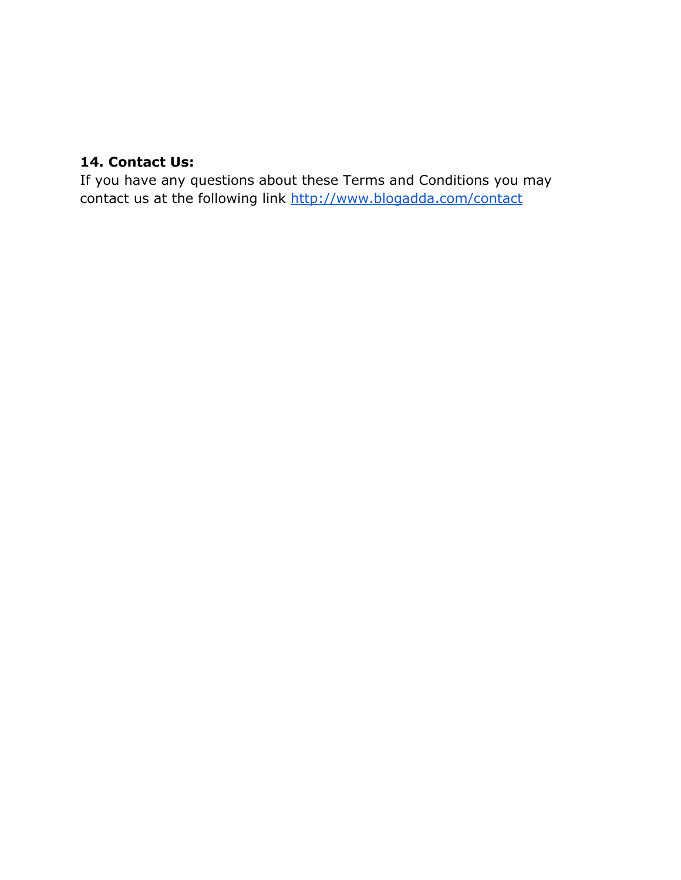**14. Contact Us:**
If you have any questions about these Terms and Conditions you may contact us at the following link [http://www.blogadda.com/contact](http://www.blogadda.com/contact)